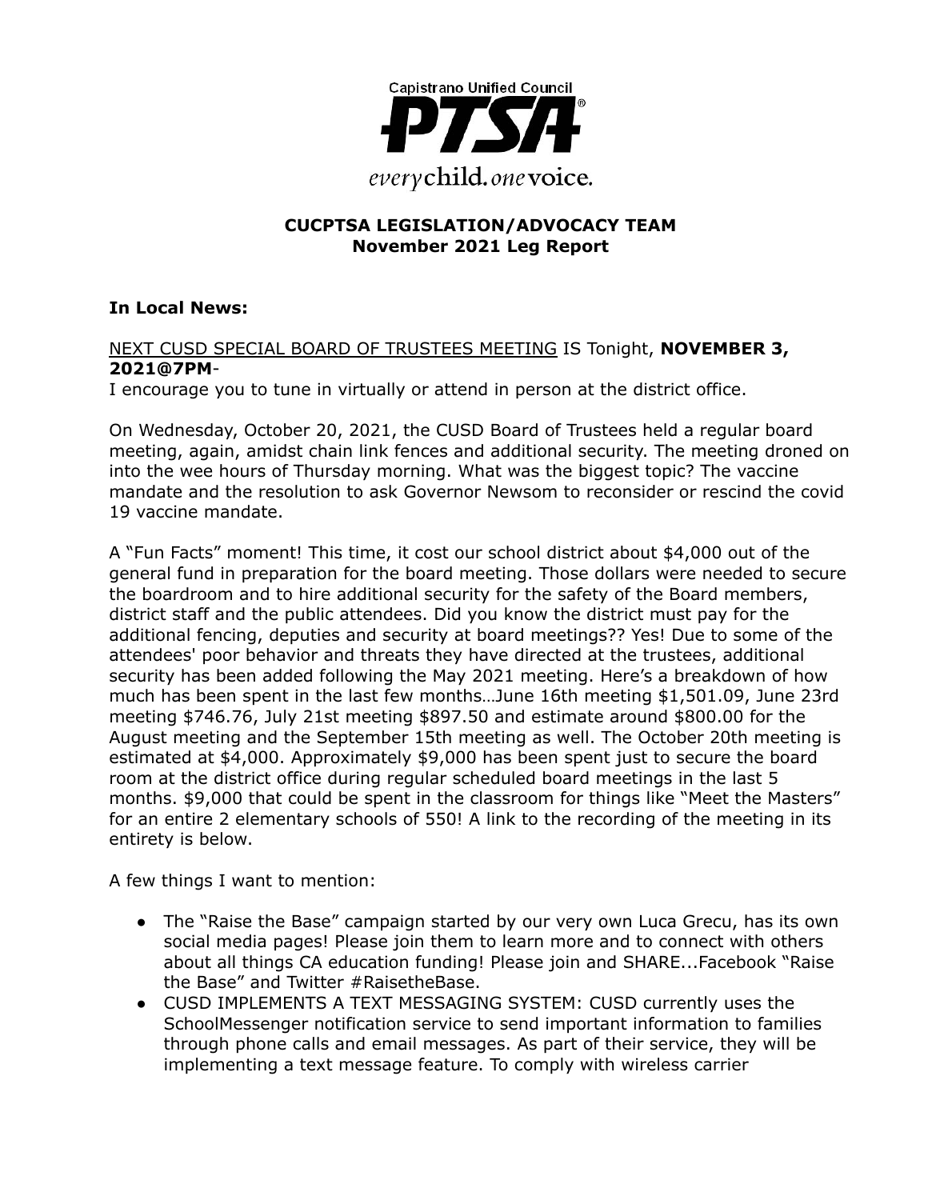Capistrano Unified Council

PTSA®

*every* child. *one* voice.

**CUCPTSA LEGISLATION/ADVOCACY TEAM**
**November 2021 Leg Report**

**In Local News:**

NEXT CUSD SPECIAL BOARD OF TRUSTEES MEETING IS Tonight, **NOVEMBER 3, 2021@7PM**-
I encourage you to tune in virtually or attend in person at the district office.

On Wednesday, October 20, 2021, the CUSD Board of Trustees held a regular board meeting, again, amidst chain link fences and additional security. The meeting droned on into the wee hours of Thursday morning. What was the biggest topic? The vaccine mandate and the resolution to ask Governor Newsom to reconsider or rescind the covid 19 vaccine mandate.

A "Fun Facts" moment! This time, it cost our school district about $4,000 out of the general fund in preparation for the board meeting. Those dollars were needed to secure the boardroom and to hire additional security for the safety of the Board members, district staff and the public attendees. Did you know the district must pay for the additional fencing, deputies and security at board meetings?? Yes! Due to some of the attendees' poor behavior and threats they have directed at the trustees, additional security has been added following the May 2021 meeting. Here's a breakdown of how much has been spent in the last few months…June 16th meeting $1,501.09, June 23rd meeting $746.76, July 21st meeting $897.50 and estimate around $800.00 for the August meeting and the September 15th meeting as well. The October 20th meeting is estimated at $4,000. Approximately $9,000 has been spent just to secure the board room at the district office during regular scheduled board meetings in the last 5 months. $9,000 that could be spent in the classroom for things like "Meet the Masters" for an entire 2 elementary schools of 550! A link to the recording of the meeting in its entirety is below.

A few things I want to mention:

- The "Raise the Base" campaign started by our very own Luca Grecu, has its own social media pages! Please join them to learn more and to connect with others about all things CA education funding! Please join and SHARE...Facebook "Raise the Base" and Twitter #RaisetheBase.
- CUSD IMPLEMENTS A TEXT MESSAGING SYSTEM: CUSD currently uses the SchoolMessenger notification service to send important information to families through phone calls and email messages. As part of their service, they will be implementing a text message feature. To comply with wireless carrier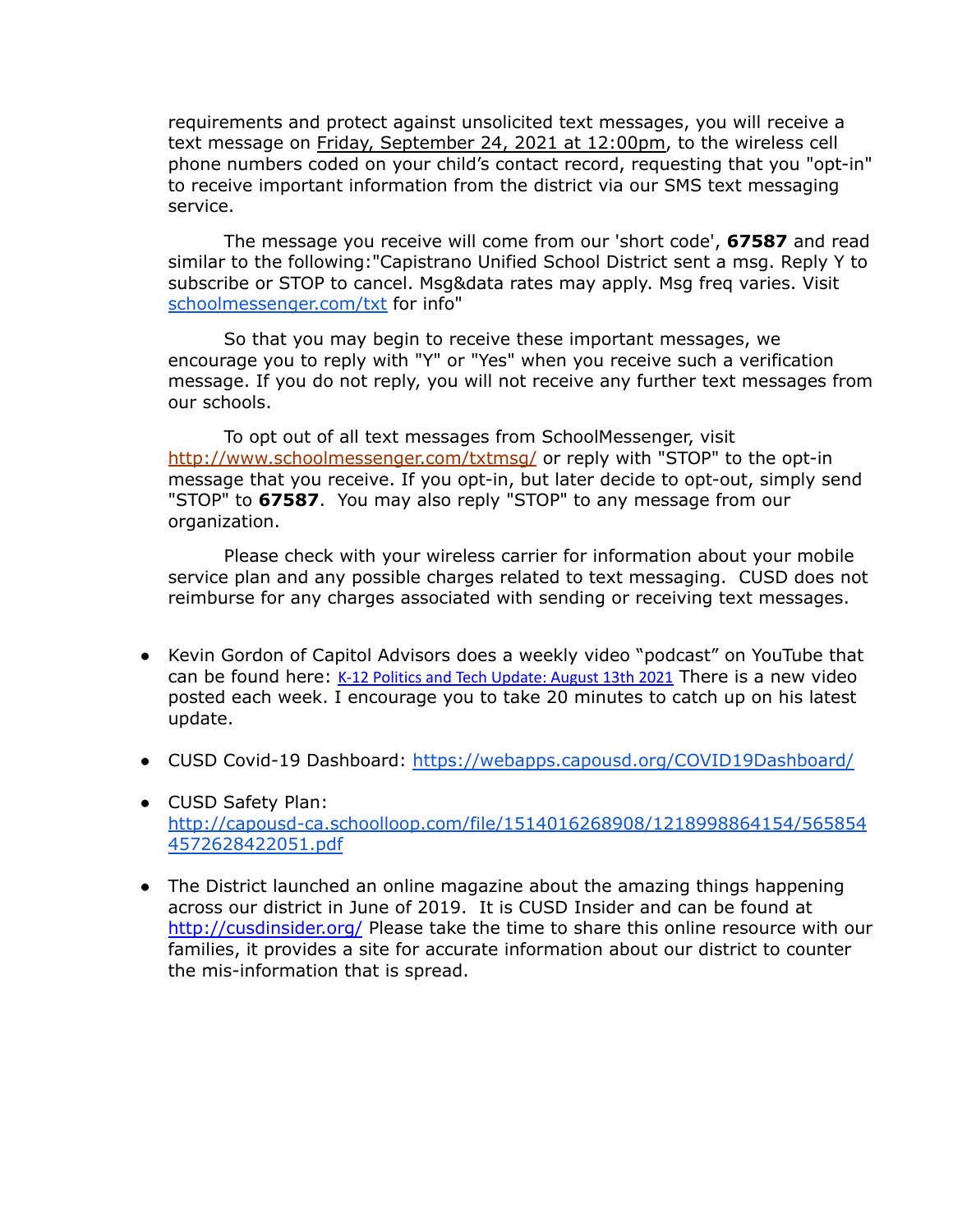requirements and protect against unsolicited text messages, you will receive a text message on Friday, September 24, 2021 at 12:00pm, to the wireless cell phone numbers coded on your child's contact record, requesting that you "opt-in" to receive important information from the district via our SMS text messaging service.

The message you receive will come from our 'short code', **67587** and read similar to the following:"Capistrano Unified School District sent a msg. Reply Y to subscribe or STOP to cancel. Msg&data rates may apply. Msg freq varies. Visit [schoolmessenger.com/txt](schoolmessenger.com/txt) for info"

So that you may begin to receive these important messages, we encourage you to reply with "Y" or "Yes" when you receive such a verification message. If you do not reply, you will not receive any further text messages from our schools.

To opt out of all text messages from SchoolMessenger, visit [http://www.schoolmessenger.com/txtmsg/](http://www.schoolmessenger.com/txtmsg/) or reply with "STOP" to the opt-in message that you receive. If you opt-in, but later decide to opt-out, simply send "STOP" to **67587**. You may also reply "STOP" to any message from our organization.

Please check with your wireless carrier for information about your mobile service plan and any possible charges related to text messaging. CUSD does not reimburse for any charges associated with sending or receiving text messages.

- Kevin Gordon of Capitol Advisors does a weekly video "podcast" on YouTube that can be found here: K-12 Politics and Tech Update: August 13th 2021 There is a new video posted each week. I encourage you to take 20 minutes to catch up on his latest update.
- CUSD Covid-19 Dashboard: [https://webapps.capousd.org/COVID19Dashboard/](https://webapps.capousd.org/COVID19Dashboard/)
- CUSD Safety Plan: [http://capousd-ca.schoolloop.com/file/1514016268908/1218998864154/5658544572628422051.pdf](http://capousd-ca.schoolloop.com/file/1514016268908/1218998864154/5658544572628422051.pdf)
- The District launched an online magazine about the amazing things happening across our district in June of 2019. It is CUSD Insider and can be found at [http://cusdinsider.org/](http://cusdinsider.org/) Please take the time to share this online resource with our families, it provides a site for accurate information about our district to counter the mis-information that is spread.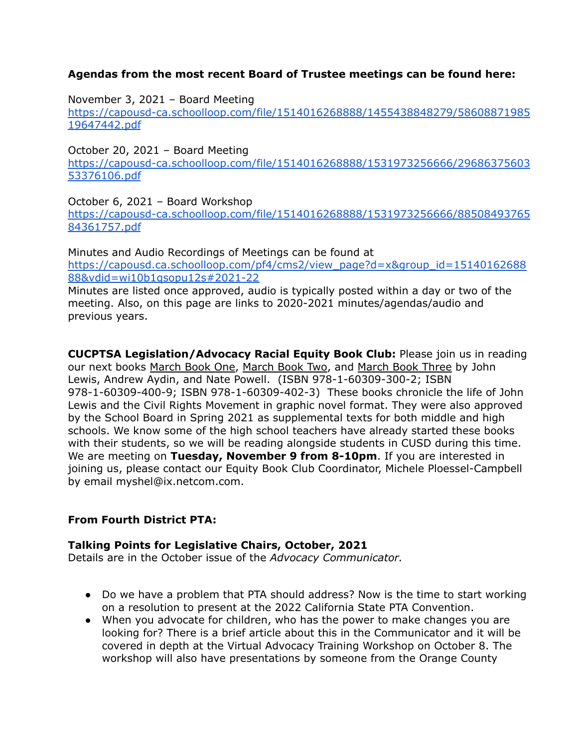**Agendas from the most recent Board of Trustee meetings can be found here:**

November 3, 2021 – Board Meeting
[https://capousd-ca.schoolloop.com/file/1514016268888/1455438848279/5860887198519647442.pdf](https://capousd-ca.schoolloop.com/file/1514016268888/1455438848279/5860887198519647442.pdf)

October 20, 2021 – Board Meeting
[https://capousd-ca.schoolloop.com/file/1514016268888/1531973256666/2968637560353376106.pdf](https://capousd-ca.schoolloop.com/file/1514016268888/1531973256666/2968637560353376106.pdf)

October 6, 2021 – Board Workshop
[https://capousd-ca.schoolloop.com/file/1514016268888/1531973256666/8850849376584361757.pdf](https://capousd-ca.schoolloop.com/file/1514016268888/1531973256666/8850849376584361757.pdf)

Minutes and Audio Recordings of Meetings can be found at
[https://capousd.ca.schoolloop.com/pf4/cms2/view_page?d=x&group_id=1514016268888&vdid=wi10b1qsopu12s#2021-22](https://capousd.ca.schoolloop.com/pf4/cms2/view_page?d=x&group_id=1514016268888&vdid=wi10b1qsopu12s#2021-22)
Minutes are listed once approved, audio is typically posted within a day or two of the meeting. Also, on this page are links to 2020-2021 minutes/agendas/audio and previous years.

**CUCPTSA Legislation/Advocacy Racial Equity Book Club:** Please join us in reading our next books March Book One, March Book Two, and March Book Three by John Lewis, Andrew Aydin, and Nate Powell. (ISBN 978-1-60309-300-2; ISBN 978-1-60309-400-9; ISBN 978-1-60309-402-3) These books chronicle the life of John Lewis and the Civil Rights Movement in graphic novel format. They were also approved by the School Board in Spring 2021 as supplemental texts for both middle and high schools. We know some of the high school teachers have already started these books with their students, so we will be reading alongside students in CUSD during this time. We are meeting on **Tuesday, November 9 from 8-10pm**. If you are interested in joining us, please contact our Equity Book Club Coordinator, Michele Ploessel-Campbell by email myshel@ix.netcom.com.

**From Fourth District PTA:**

**Talking Points for Legislative Chairs, October, 2021**
Details are in the October issue of the *Advocacy Communicator.*

- Do we have a problem that PTA should address? Now is the time to start working on a resolution to present at the 2022 California State PTA Convention.
- When you advocate for children, who has the power to make changes you are looking for? There is a brief article about this in the Communicator and it will be covered in depth at the Virtual Advocacy Training Workshop on October 8. The workshop will also have presentations by someone from the Orange County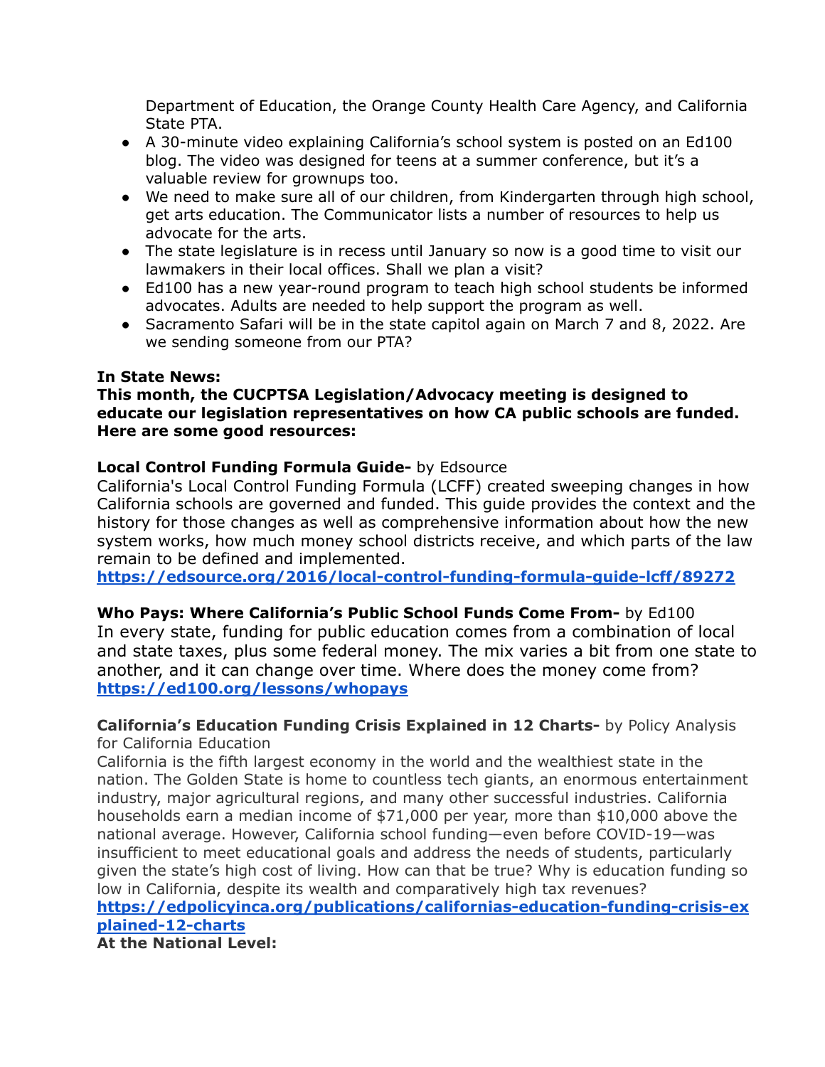Department of Education, the Orange County Health Care Agency, and California State PTA.

- A 30-minute video explaining California's school system is posted on an Ed100 blog. The video was designed for teens at a summer conference, but it's a valuable review for grownups too.
- We need to make sure all of our children, from Kindergarten through high school, get arts education. The Communicator lists a number of resources to help us advocate for the arts.
- The state legislature is in recess until January so now is a good time to visit our lawmakers in their local offices. Shall we plan a visit?
- Ed100 has a new year-round program to teach high school students be informed advocates. Adults are needed to help support the program as well.
- Sacramento Safari will be in the state capitol again on March 7 and 8, 2022. Are we sending someone from our PTA?

**In State News:**
**This month, the CUCPTSA Legislation/Advocacy meeting is designed to educate our legislation representatives on how CA public schools are funded. Here are some good resources:**

**Local Control Funding Formula Guide-** by Edsource
California's Local Control Funding Formula (LCFF) created sweeping changes in how California schools are governed and funded. This guide provides the context and the history for those changes as well as comprehensive information about how the new system works, how much money school districts receive, and which parts of the law remain to be defined and implemented.
**https://edsource.org/2016/local-control-funding-formula-guide-lcff/89272**

**Who Pays: Where California's Public School Funds Come From-** by Ed100
In every state, funding for public education comes from a combination of local and state taxes, plus some federal money. The mix varies a bit from one state to another, and it can change over time. Where does the money come from?
**https://ed100.org/lessons/whopays**

**California's Education Funding Crisis Explained in 12 Charts-** by Policy Analysis for California Education
California is the fifth largest economy in the world and the wealthiest state in the nation. The Golden State is home to countless tech giants, an enormous entertainment industry, major agricultural regions, and many other successful industries. California households earn a median income of $71,000 per year, more than $10,000 above the national average. However, California school funding—even before COVID-19—was insufficient to meet educational goals and address the needs of students, particularly given the state's high cost of living. How can that be true? Why is education funding so low in California, despite its wealth and comparatively high tax revenues?
**https://edpolicyinca.org/publications/californias-education-funding-crisis-explained-12-charts**

**At the National Level:**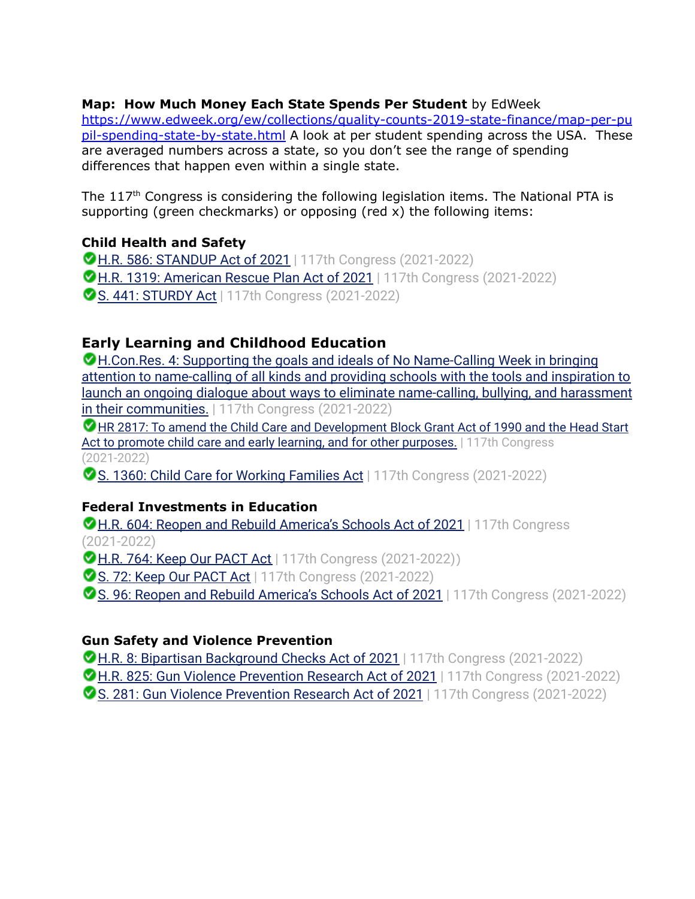**Map: How Much Money Each State Spends Per Student** by EdWeek
https://www.edweek.org/ew/collections/quality-counts-2019-state-finance/map-per-pupil-spending-state-by-state.html A look at per student spending across the USA. These are averaged numbers across a state, so you don't see the range of spending differences that happen even within a single state.

The 117th Congress is considering the following legislation items. The National PTA is supporting (green checkmarks) or opposing (red x) the following items:

**Child Health and Safety**

✅ H.R. 586: STANDUP Act of 2021 | 117th Congress (2021-2022)
✅ H.R. 1319: American Rescue Plan Act of 2021 | 117th Congress (2021-2022)
✅ S. 441: STURDY Act | 117th Congress (2021-2022)

**Early Learning and Childhood Education**

✅ H.Con.Res. 4: Supporting the goals and ideals of No Name-Calling Week in bringing attention to name-calling of all kinds and providing schools with the tools and inspiration to launch an ongoing dialogue about ways to eliminate name-calling, bullying, and harassment in their communities. | 117th Congress (2021-2022)
✅ HR 2817: To amend the Child Care and Development Block Grant Act of 1990 and the Head Start Act to promote child care and early learning, and for other purposes. | 117th Congress (2021-2022)
✅ S. 1360: Child Care for Working Families Act | 117th Congress (2021-2022)

**Federal Investments in Education**

✅ H.R. 604: Reopen and Rebuild America's Schools Act of 2021 | 117th Congress (2021-2022)
✅ H.R. 764: Keep Our PACT Act | 117th Congress (2021-2022))
✅ S. 72: Keep Our PACT Act | 117th Congress (2021-2022)
✅ S. 96: Reopen and Rebuild America's Schools Act of 2021 | 117th Congress (2021-2022)

**Gun Safety and Violence Prevention**

✅ H.R. 8: Bipartisan Background Checks Act of 2021 | 117th Congress (2021-2022)
✅ H.R. 825: Gun Violence Prevention Research Act of 2021 | 117th Congress (2021-2022)
✅ S. 281: Gun Violence Prevention Research Act of 2021 | 117th Congress (2021-2022)